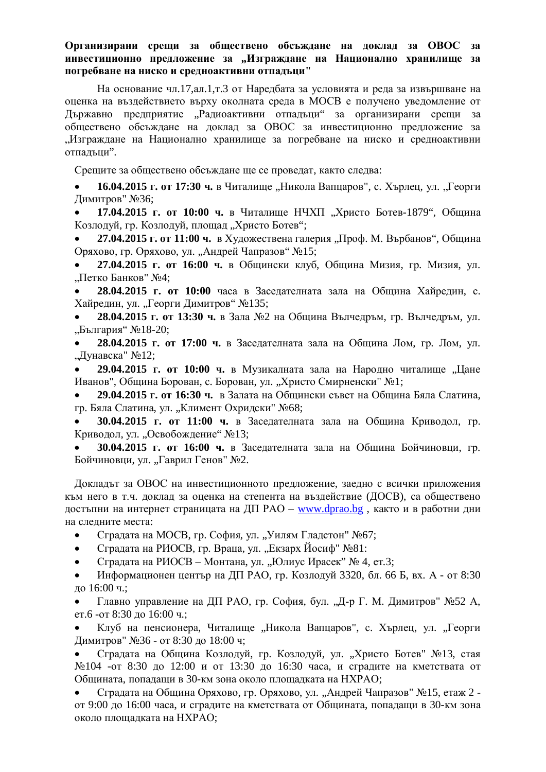**Организирани срещи за обществено обсъждане на доклад за ОВОС за инвестиционно предложение за „Изграждане на Национално хранилище за погребване на ниско и средноактивни отпадъци"**

На основание чл.17,ал.1,т.3 от Наредбата за условията и реда за извършване на оценка на въздействието върху околната среда в МОСВ е получено уведомление от Държавно предприятие „Радиоактивни отпадъци" за организирани срещи за обществено обсъждане на доклад за ОВОС за инвестиционно предложение за „Изграждане на Национално хранилище за погребване на ниско и средноактивни отпадъци".

Срещите за обществено обсъждане ще се проведат, както следва:

- **16.04.2015 г. от 17:30 ч.** в Читалище „Никола Вапцаров", с. Хърлец, ул. „Георги Димитров" №36;
- **17.04.2015 г. от 10:00 ч.** в Читалище НЧХП „Христо Ботев-1879", Община Козлодуй, гр. Козлодуй, площад „Христо Ботев";
- **27.04.2015 г. от 11:00 ч.** в Художествена галерия „Проф. М. Върбанов", Община Оряхово, гр. Оряхово, ул. „Андрей Чапразов" №15;
- **27.04.2015 г. от 16:00 ч.** в Общински клуб, Община Мизия, гр. Мизия, ул. „Петко Банков" №4;
- **28.04.2015 г. от 10:00** часа в Заседателната зала на Община Хайредин, с. Хайредин, ул. „Георги Димитров" №135;
- **28.04.2015 г. от 13:30 ч.** в Зала №2 на Община Вълчедръм, гр. Вълчедръм, ул. „България" №18-20;
- **28.04.2015 г. от 17:00 ч.** в Заседателната зала на Община Лом, гр. Лом, ул. „Дунавска" №12;
- **29.04.2015 г. от 10:00 ч.** в Музикалната зала на Народно читалище „Цане Иванов", Община Борован, с. Борован, ул. „Христо Смирненски" №1;
- **29.04.2015 г. от 16:30 ч.** в Залата на Общински съвет на Община Бяла Слатина, гр. Бяла Слатина, ул. „Климент Охридски" №68;
- **30.04.2015 г. от 11:00 ч.** в Заседателната зала на Община Криводол, гр. Криводол, ул. „Освобождение" №13;
- **30.04.2015 г. от 16:00 ч.** в Заседателната зала на Община Бойчиновци, гр. Бойчиновци, ул. „Гаврил Генов" №2.

Докладът за ОВОС на инвестиционното предложение, заедно с всички приложения към него в т.ч. доклад за оценка на степента на въздействие (ДОСВ), са обществено достъпни на интернет страницата на ДП РАО – www.dprao.bg , както и в работни дни на следните места:

- Сградата на МОСВ, гр. София, ул. „Уилям Гладстон" №67;
- Сградата на РИОСВ, гр. Враца, ул. „Екзарх Йосиф" №81:
- Сградата на РИОСВ – Монтана, ул. „Юлиус Ирасек" № 4, ет.3;
- Информационен център на ДП РАО, гр. Козлодуй 3320, бл. 66 Б, вх. А - от 8:30 до 16:00 ч.;
- Главно управление на ДП РАО, гр. София, бул. „Д-р Г. М. Димитров" №52 А, ет.6 -от 8:30 до 16:00 ч.;
- Клуб на пенсионера, Читалище „Никола Вапцаров", с. Хърлец, ул. „Георги Димитров" №36 - от 8:30 до 18:00 ч;
- Сградата на Община Козлодуй, гр. Козлодуй, ул. „Христо Ботев" №13, стая №104 -от 8:30 до 12:00 и от 13:30 до 16:30 часа, и сградите на кметствата от Общината, попадащи в 30-км зона около площадката на НХРАО;
- Сградата на Община Оряхово, гр. Оряхово, ул. „Андрей Чапразов" №15, етаж 2 - от 9:00 до 16:00 часа, и сградите на кметствата от Общината, попадащи в 30-км зона около площадката на НХРАО;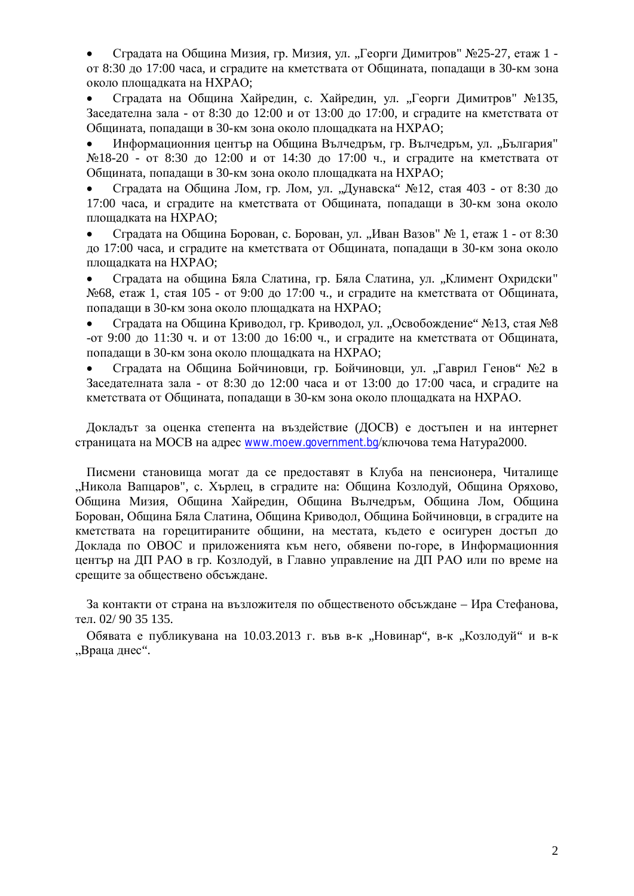- Сградата на Община Мизия, гр. Мизия, ул. „Георги Димитров" №25-27, етаж 1 - от 8:30 до 17:00 часа, и сградите на кметствата от Общината, попадащи в 30-км зона около площадката на НХРАО;
- Сградата на Община Хайредин, с. Хайредин, ул. „Георги Димитров" №135, Заседателна зала - от 8:30 до 12:00 и от 13:00 до 17:00, и сградите на кметствата от Общината, попадащи в 30-км зона около площадката на НХРАО;
- Информационния център на Община Вълчедръм, гр. Вълчедръм, ул. „България" №18-20 - от 8:30 до 12:00 и от 14:30 до 17:00 ч., и сградите на кметствата от Общината, попадащи в 30-км зона около площадката на НХРАО;
- Сградата на Община Лом, гр. Лом, ул. „Дунавска“ №12, стая 403 - от 8:30 до 17:00 часа, и сградите на кметствата от Общината, попадащи в 30-км зона около площадката на НХРАО;
- Сградата на Община Борован, с. Борован, ул. „Иван Вазов" № 1, етаж 1 - от 8:30 до 17:00 часа, и сградите на кметствата от Общината, попадащи в 30-км зона около площадката на НХРАО;
- Сградата на община Бяла Слатина, гр. Бяла Слатина, ул. „Климент Охридски" №68, етаж 1, стая 105 - от 9:00 до 17:00 ч., и сградите на кметствата от Общината, попадащи в 30-км зона около площадката на НХРАО;
- Сградата на Община Криводол, гр. Криводол, ул. „Освобождение“ №13, стая №8 -от 9:00 до 11:30 ч. и от 13:00 до 16:00 ч., и сградите на кметствата от Общината, попадащи в 30-км зона около площадката на НХРАО;
- Сградата на Община Бойчиновци, гр. Бойчиновци, ул. „Гаврил Генов“ №2 в Заседателната зала - от 8:30 до 12:00 часа и от 13:00 до 17:00 часа, и сградите на кметствата от Общината, попадащи в 30-км зона около площадката на НХРАО.

Докладът за оценка степента на въздействие (ДОСВ) е достъпен и на интернет страницата на МОСВ на адрес www.moew.government.bg/ключова тема Натура2000.

Писмени становища могат да се предоставят в Клуба на пенсионера, Читалище „Никола Вапцаров", с. Хърлец, в сградите на: Община Козлодуй, Община Оряхово, Община Мизия, Община Хайредин, Община Вълчедръм, Община Лом, Община Борован, Община Бяла Слатина, Община Криводол, Община Бойчиновци, в сградите на кметствата на горецитираните общини, на местата, където е осигурен достъп до Доклада по ОВОС и приложенията към него, обявени по-горе, в Информационния център на ДП РАО в гр. Козлодуй, в Главно управление на ДП РАО или по време на срещите за обществено обсъждане.

За контакти от страна на възложителя по общественото обсъждане – Ира Стефанова, тел. 02/ 90 35 135.

Обявата е публикувана на 10.03.2013 г. във в-к „Новинар“, в-к „Козлодуй“ и в-к „Враца днес“.